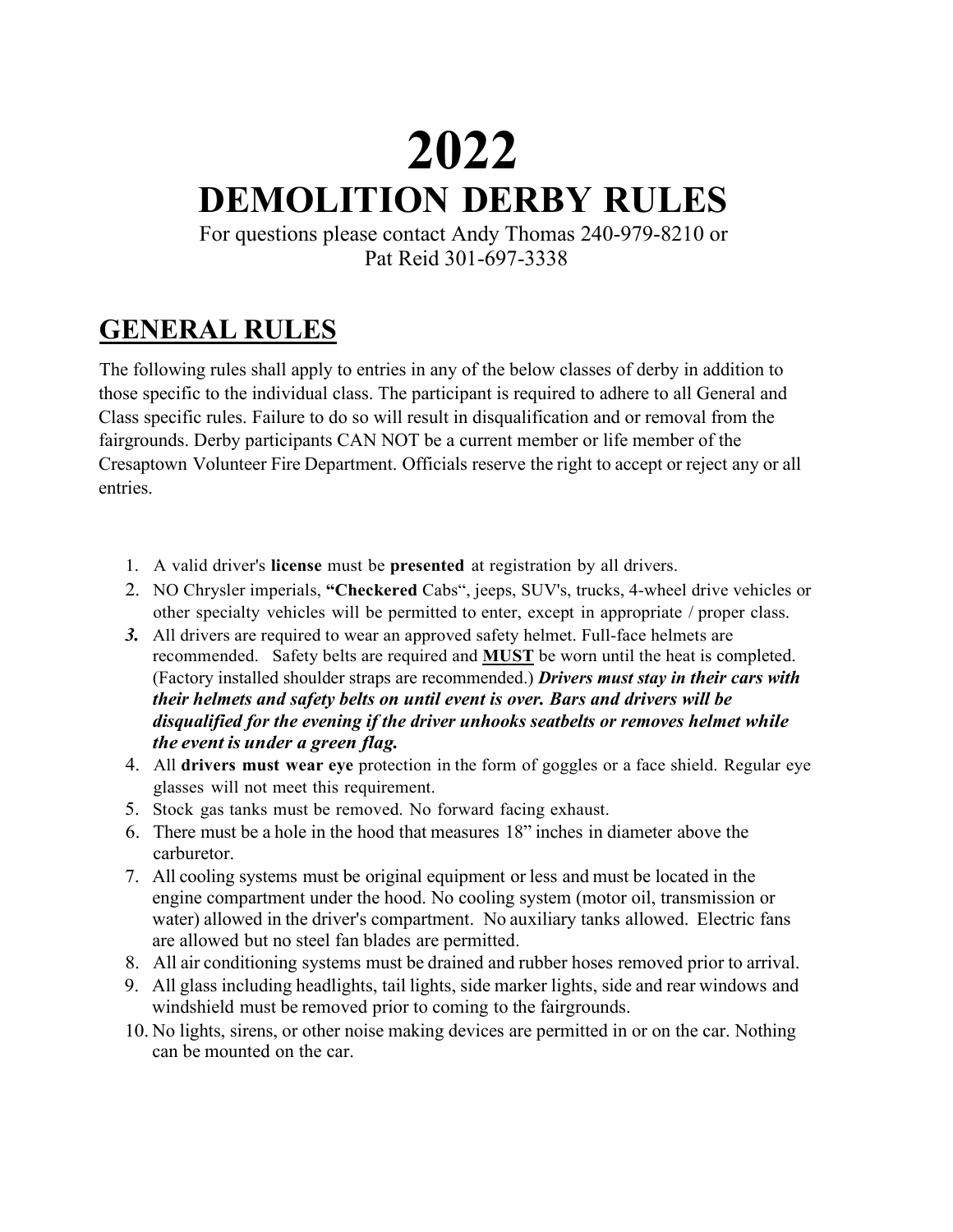# 2022

# DEMOLITION DERBY RULES

For questions please contact Andy Thomas 240-979-8210 or
Pat Reid 301-697-3338

## GENERAL RULES

The following rules shall apply to entries in any of the below classes of derby in addition to those specific to the individual class. The participant is required to adhere to all General and Class specific rules. Failure to do so will result in disqualification and or removal from the fairgrounds. Derby participants CAN NOT be a current member or life member of the Cresaptown Volunteer Fire Department. Officials reserve the right to accept or reject any or all entries.

1. A valid driver's **license** must be **presented** at registration by all drivers.
2. NO Chrysler imperials, **"Checkered** Cabs", jeeps, SUV's, trucks, 4-wheel drive vehicles or other specialty vehicles will be permitted to enter, except in appropriate / proper class.
3. All drivers are required to wear an approved safety helmet. Full-face helmets are recommended. Safety belts are required and **MUST** be worn until the heat is completed. (Factory installed shoulder straps are recommended.) ***Drivers must stay in their cars with their helmets and safety belts on until event is over. Bars and drivers will be disqualified for the evening if the driver unhooks seatbelts or removes helmet while the event is under a green flag.***
4. All **drivers must wear eye** protection in the form of goggles or a face shield. Regular eye glasses will not meet this requirement.
5. Stock gas tanks must be removed. No forward facing exhaust.
6. There must be a hole in the hood that measures 18" inches in diameter above the carburetor.
7. All cooling systems must be original equipment or less and must be located in the engine compartment under the hood. No cooling system (motor oil, transmission or water) allowed in the driver's compartment. No auxiliary tanks allowed. Electric fans are allowed but no steel fan blades are permitted.
8. All air conditioning systems must be drained and rubber hoses removed prior to arrival.
9. All glass including headlights, tail lights, side marker lights, side and rear windows and windshield must be removed prior to coming to the fairgrounds.
10. No lights, sirens, or other noise making devices are permitted in or on the car. Nothing can be mounted on the car.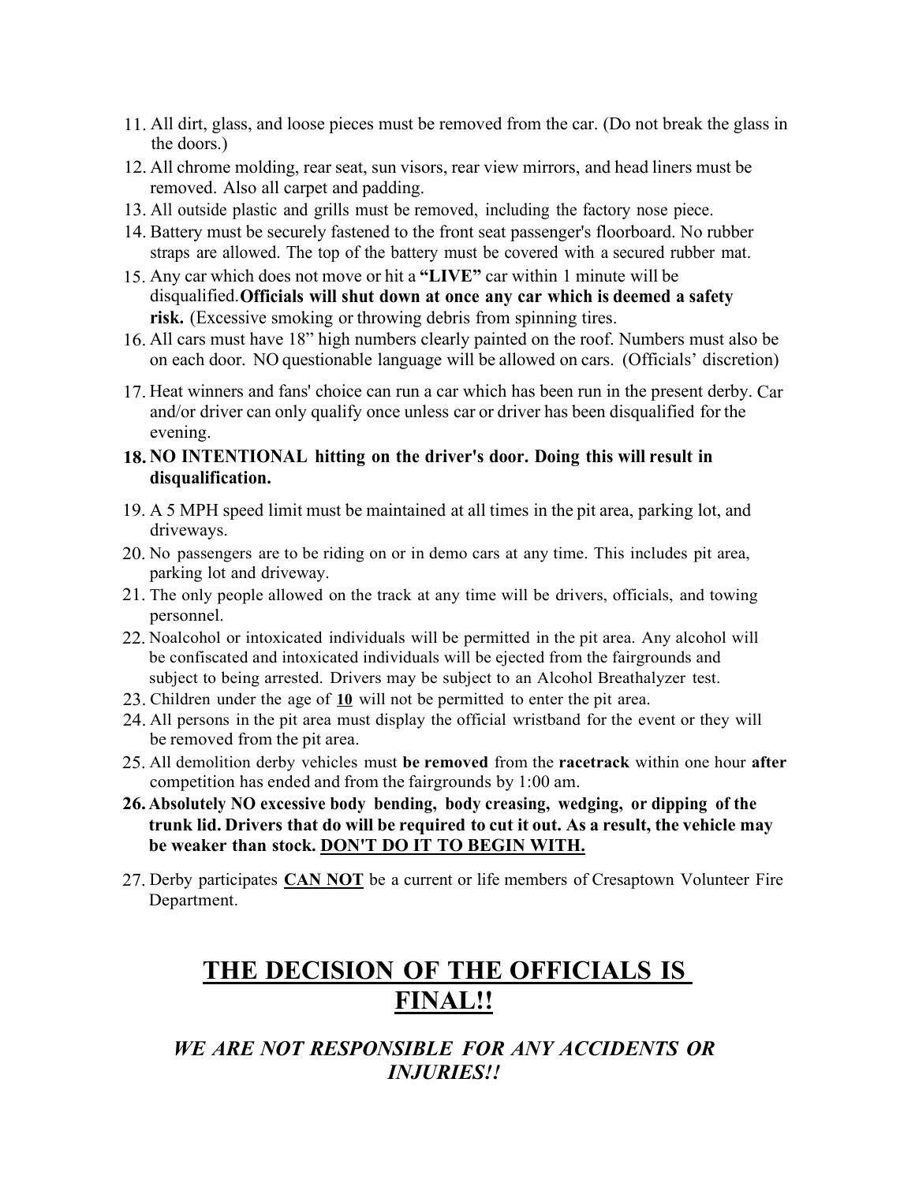11. All dirt, glass, and loose pieces must be removed from the car. (Do not break the glass in the doors.)
12. All chrome molding, rear seat, sun visors, rear view mirrors, and head liners must be removed. Also all carpet and padding.
13. All outside plastic and grills must be removed, including the factory nose piece.
14. Battery must be securely fastened to the front seat passenger's floorboard. No rubber straps are allowed. The top of the battery must be covered with a secured rubber mat.
15. Any car which does not move or hit a **"LIVE"** car within 1 minute will be disqualified. **Officials will shut down at once any car which is deemed a safety risk.** (Excessive smoking or throwing debris from spinning tires.
16. All cars must have 18" high numbers clearly painted on the roof. Numbers must also be on each door. NO questionable language will be allowed on cars. (Officials' discretion)
17. Heat winners and fans' choice can run a car which has been run in the present derby. Car and/or driver can only qualify once unless car or driver has been disqualified for the evening.
18. **NO INTENTIONAL hitting on the driver's door. Doing this will result in disqualification.**
19. A 5 MPH speed limit must be maintained at all times in the pit area, parking lot, and driveways.
20. No passengers are to be riding on or in demo cars at any time. This includes pit area, parking lot and driveway.
21. The only people allowed on the track at any time will be drivers, officials, and towing personnel.
22. Noalcohol or intoxicated individuals will be permitted in the pit area. Any alcohol will be confiscated and intoxicated individuals will be ejected from the fairgrounds and subject to being arrested. Drivers may be subject to an Alcohol Breathalyzer test.
23. Children under the age of **<u>10</u>** will not be permitted to enter the pit area.
24. All persons in the pit area must display the official wristband for the event or they will be removed from the pit area.
25. All demolition derby vehicles must **be removed** from the **racetrack** within one hour **after** competition has ended and from the fairgrounds by 1:00 am.
26. **Absolutely NO excessive body bending, body creasing, wedging, or dipping of the trunk lid. Drivers that do will be required to cut it out. As a result, the vehicle may be weaker than stock. <u>DON'T DO IT TO BEGIN WITH.</u>**
27. Derby participates **<u>CAN NOT</u>** be a current or life members of Cresaptown Volunteer Fire Department.

## <u>THE DECISION OF THE OFFICIALS IS FINAL!!</u>

### *WE ARE NOT RESPONSIBLE FOR ANY ACCIDENTS OR INJURIES!!*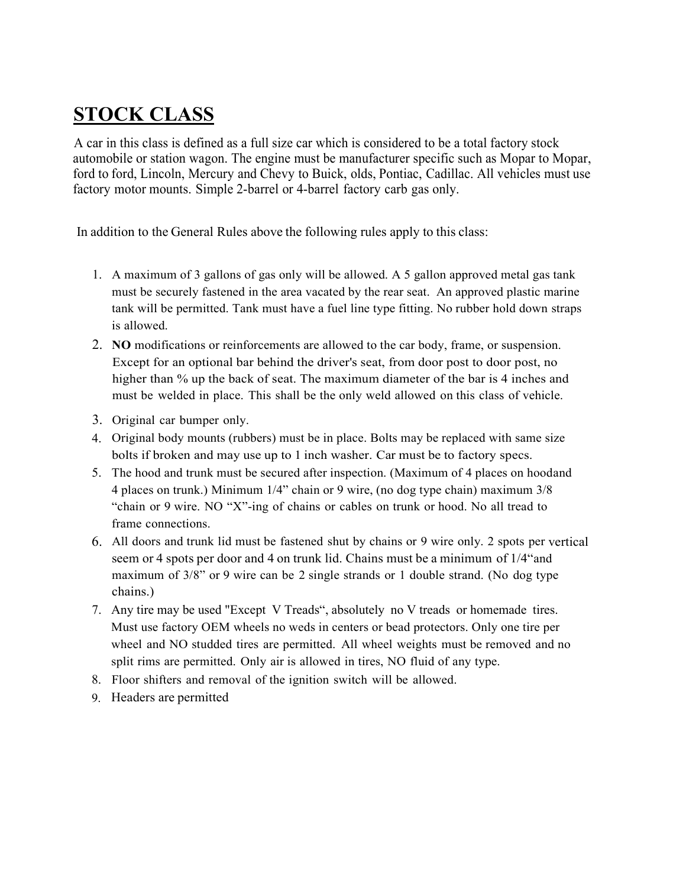# STOCK CLASS

A car in this class is defined as a full size car which is considered to be a total factory stock automobile or station wagon. The engine must be manufacturer specific such as Mopar to Mopar, ford to ford, Lincoln, Mercury and Chevy to Buick, olds, Pontiac, Cadillac. All vehicles must use factory motor mounts. Simple 2-barrel or 4-barrel factory carb gas only.

In addition to the General Rules above the following rules apply to this class:

1. A maximum of 3 gallons of gas only will be allowed. A 5 gallon approved metal gas tank must be securely fastened in the area vacated by the rear seat. An approved plastic marine tank will be permitted. Tank must have a fuel line type fitting. No rubber hold down straps is allowed.
2. **NO** modifications or reinforcements are allowed to the car body, frame, or suspension. Except for an optional bar behind the driver's seat, from door post to door post, no higher than % up the back of seat. The maximum diameter of the bar is 4 inches and must be welded in place. This shall be the only weld allowed on this class of vehicle.
3. Original car bumper only.
4. Original body mounts (rubbers) must be in place. Bolts may be replaced with same size bolts if broken and may use up to 1 inch washer. Car must be to factory specs.
5. The hood and trunk must be secured after inspection. (Maximum of 4 places on hoodand 4 places on trunk.) Minimum 1/4" chain or 9 wire, (no dog type chain) maximum 3/8 "chain or 9 wire. NO "X"-ing of chains or cables on trunk or hood. No all tread to frame connections.
6. All doors and trunk lid must be fastened shut by chains or 9 wire only. 2 spots per vertical seem or 4 spots per door and 4 on trunk lid. Chains must be a minimum of 1/4"and maximum of 3/8" or 9 wire can be 2 single strands or 1 double strand. (No dog type chains.)
7. Any tire may be used "Except V Treads", absolutely no V treads or homemade tires. Must use factory OEM wheels no weds in centers or bead protectors. Only one tire per wheel and NO studded tires are permitted. All wheel weights must be removed and no split rims are permitted. Only air is allowed in tires, NO fluid of any type.
8. Floor shifters and removal of the ignition switch will be allowed.
9. Headers are permitted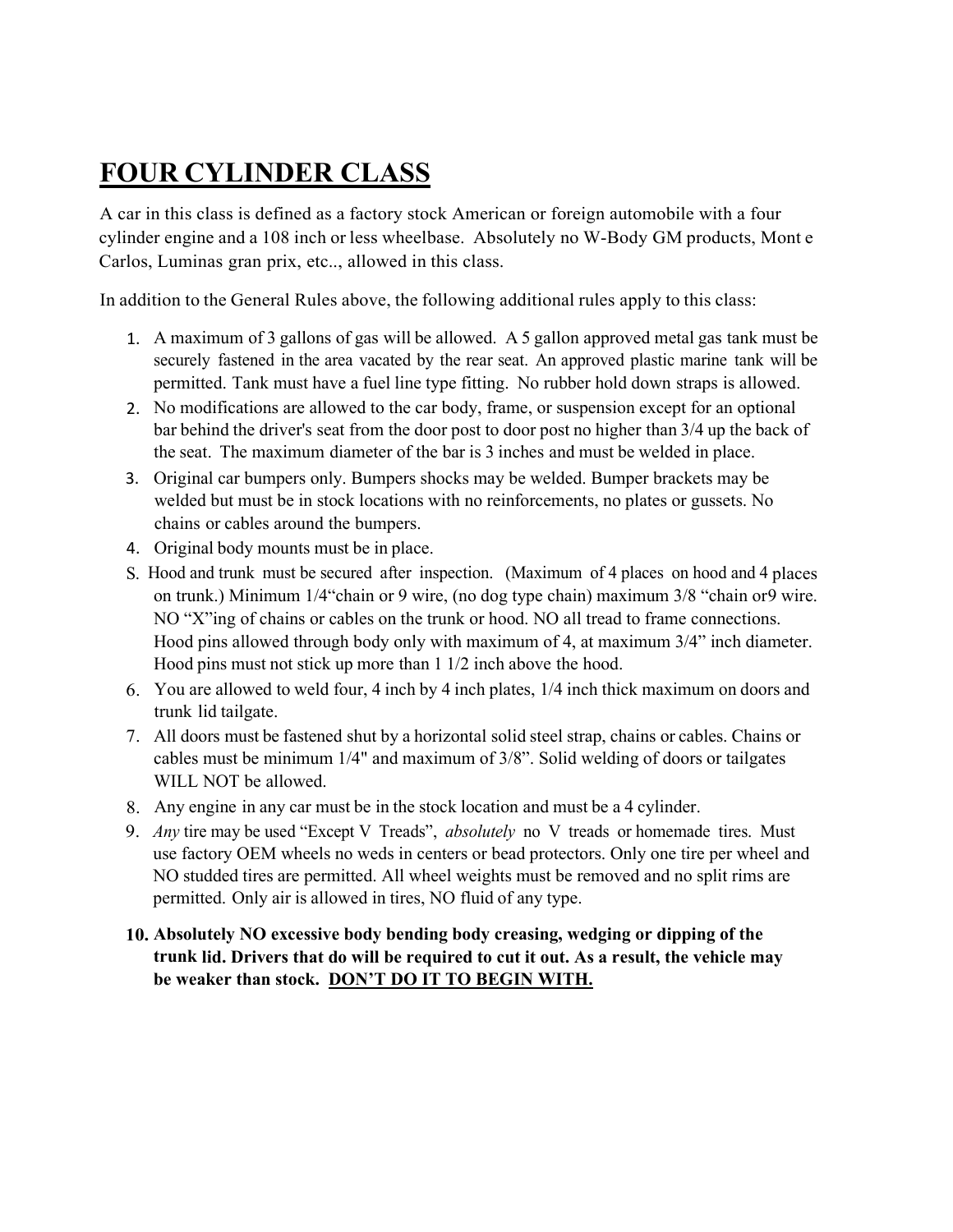# FOUR CYLINDER CLASS

A car in this class is defined as a factory stock American or foreign automobile with a four cylinder engine and a 108 inch or less wheelbase. Absolutely no W-Body GM products, Mont e Carlos, Luminas gran prix, etc.., allowed in this class.

In addition to the General Rules above, the following additional rules apply to this class:

1. A maximum of 3 gallons of gas will be allowed. A 5 gallon approved metal gas tank must be securely fastened in the area vacated by the rear seat. An approved plastic marine tank will be permitted. Tank must have a fuel line type fitting. No rubber hold down straps is allowed.
2. No modifications are allowed to the car body, frame, or suspension except for an optional bar behind the driver's seat from the door post to door post no higher than 3/4 up the back of the seat. The maximum diameter of the bar is 3 inches and must be welded in place.
3. Original car bumpers only. Bumpers shocks may be welded. Bumper brackets may be welded but must be in stock locations with no reinforcements, no plates or gussets. No chains or cables around the bumpers.
4. Original body mounts must be in place.
5. Hood and trunk must be secured after inspection. (Maximum of 4 places on hood and 4 places on trunk.) Minimum 1/4"chain or 9 wire, (no dog type chain) maximum 3/8 "chain or9 wire. NO "X"ing of chains or cables on the trunk or hood. NO all tread to frame connections. Hood pins allowed through body only with maximum of 4, at maximum 3/4" inch diameter. Hood pins must not stick up more than 1 1/2 inch above the hood.
6. You are allowed to weld four, 4 inch by 4 inch plates, 1/4 inch thick maximum on doors and trunk lid tailgate.
7. All doors must be fastened shut by a horizontal solid steel strap, chains or cables. Chains or cables must be minimum 1/4" and maximum of 3/8". Solid welding of doors or tailgates WILL NOT be allowed.
8. Any engine in any car must be in the stock location and must be a 4 cylinder.
9. *Any* tire may be used "Except V Treads", *absolutely* no V treads or homemade tires. Must use factory OEM wheels no weds in centers or bead protectors. Only one tire per wheel and NO studded tires are permitted. All wheel weights must be removed and no split rims are permitted. Only air is allowed in tires, NO fluid of any type.
10. **Absolutely NO excessive body bending body creasing, wedging or dipping of the trunk lid. Drivers that do will be required to cut it out. As a result, the vehicle may be weaker than stock. <u>DON'T DO IT TO BEGIN WITH.</u>**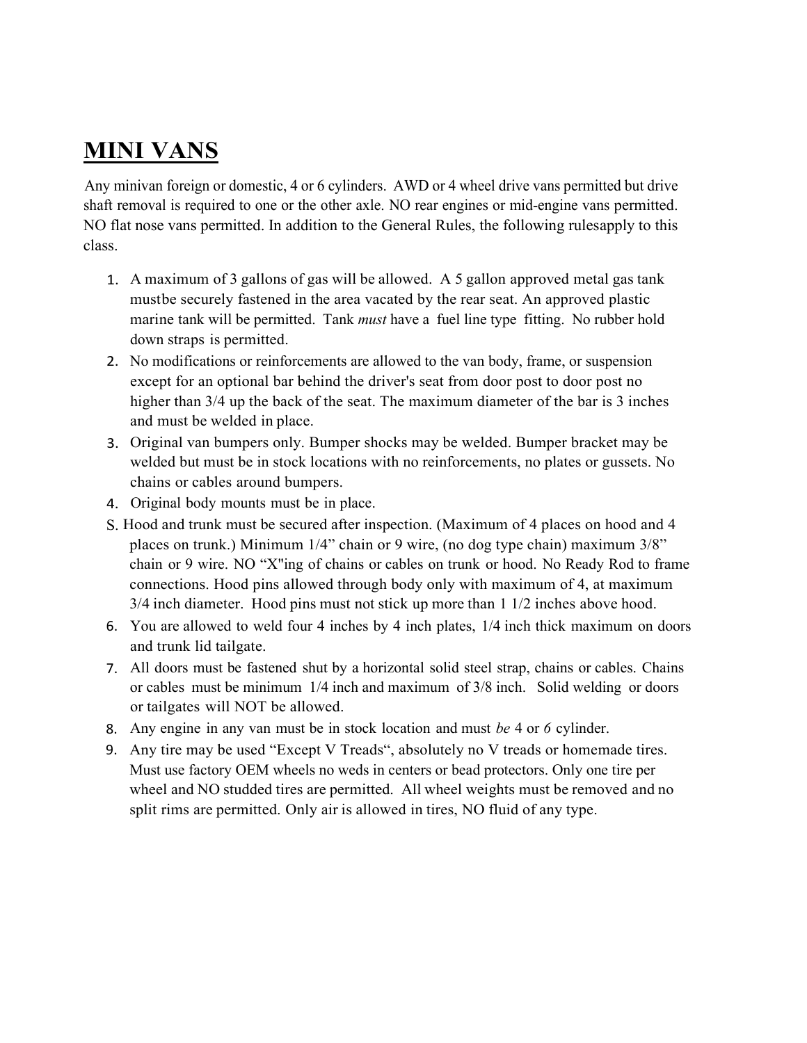# MINI VANS

Any minivan foreign or domestic, 4 or 6 cylinders. AWD or 4 wheel drive vans permitted but drive shaft removal is required to one or the other axle. NO rear engines or mid-engine vans permitted. NO flat nose vans permitted. In addition to the General Rules, the following rulesapply to this class.

1. A maximum of 3 gallons of gas will be allowed. A 5 gallon approved metal gas tank mustbe securely fastened in the area vacated by the rear seat. An approved plastic marine tank will be permitted. Tank *must* have a fuel line type fitting. No rubber hold down straps is permitted.
2. No modifications or reinforcements are allowed to the van body, frame, or suspension except for an optional bar behind the driver's seat from door post to door post no higher than 3/4 up the back of the seat. The maximum diameter of the bar is 3 inches and must be welded in place.
3. Original van bumpers only. Bumper shocks may be welded. Bumper bracket may be welded but must be in stock locations with no reinforcements, no plates or gussets. No chains or cables around bumpers.
4. Original body mounts must be in place.
5. Hood and trunk must be secured after inspection. (Maximum of 4 places on hood and 4 places on trunk.) Minimum 1/4" chain or 9 wire, (no dog type chain) maximum 3/8" chain or 9 wire. NO "X"ing of chains or cables on trunk or hood. No Ready Rod to frame connections. Hood pins allowed through body only with maximum of 4, at maximum 3/4 inch diameter. Hood pins must not stick up more than 1 1/2 inches above hood.
6. You are allowed to weld four 4 inches by 4 inch plates, 1/4 inch thick maximum on doors and trunk lid tailgate.
7. All doors must be fastened shut by a horizontal solid steel strap, chains or cables. Chains or cables must be minimum 1/4 inch and maximum of 3/8 inch. Solid welding or doors or tailgates will NOT be allowed.
8. Any engine in any van must be in stock location and must *be* 4 or *6* cylinder.
9. Any tire may be used "Except V Treads", absolutely no V treads or homemade tires. Must use factory OEM wheels no weds in centers or bead protectors. Only one tire per wheel and NO studded tires are permitted. All wheel weights must be removed and no split rims are permitted. Only air is allowed in tires, NO fluid of any type.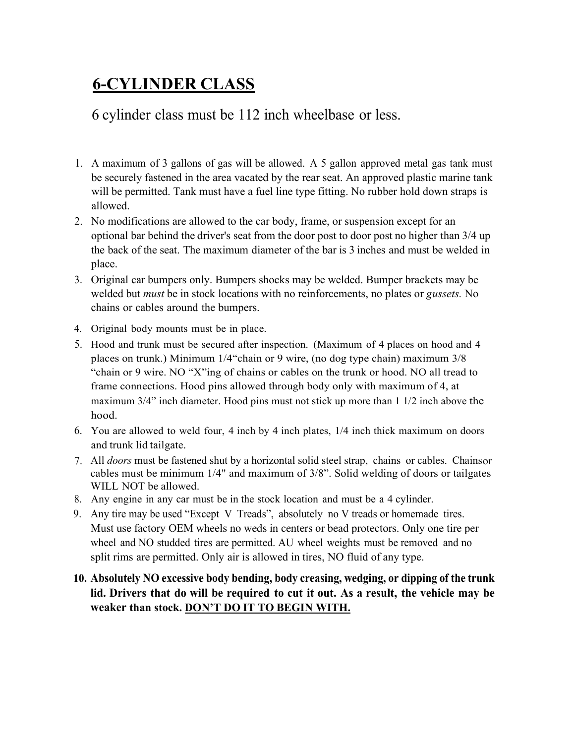# <u>6-CYLINDER CLASS</u>

6 cylinder class must be 112 inch wheelbase or less.

1. A maximum of 3 gallons of gas will be allowed. A 5 gallon approved metal gas tank must be securely fastened in the area vacated by the rear seat. An approved plastic marine tank will be permitted. Tank must have a fuel line type fitting. No rubber hold down straps is allowed.
2. No modifications are allowed to the car body, frame, or suspension except for an optional bar behind the driver's seat from the door post to door post no higher than 3/4 up the back of the seat. The maximum diameter of the bar is 3 inches and must be welded in place.
3. Original car bumpers only. Bumpers shocks may be welded. Bumper brackets may be welded but *must* be in stock locations with no reinforcements, no plates or *gussets.* No chains or cables around the bumpers.
4. Original body mounts must be in place.
5. Hood and trunk must be secured after inspection. (Maximum of 4 places on hood and 4 places on trunk.) Minimum 1/4"chain or 9 wire, (no dog type chain) maximum 3/8 "chain or 9 wire. NO "X"ing of chains or cables on the trunk or hood. NO all tread to frame connections. Hood pins allowed through body only with maximum of 4, at maximum 3/4" inch diameter. Hood pins must not stick up more than 1 1/2 inch above the hood.
6. You are allowed to weld four, 4 inch by 4 inch plates, 1/4 inch thick maximum on doors and trunk lid tailgate.
7. All *doors* must be fastened shut by a horizontal solid steel strap, chains or cables. Chains or cables must be minimum 1/4" and maximum of 3/8". Solid welding of doors or tailgates WILL NOT be allowed.
8. Any engine in any car must be in the stock location and must be a 4 cylinder.
9. Any tire may be used "Except V Treads", absolutely no V treads or homemade tires. Must use factory OEM wheels no weds in centers or bead protectors. Only one tire per wheel and NO studded tires are permitted. AU wheel weights must be removed and no split rims are permitted. Only air is allowed in tires, NO fluid of any type.
10. **Absolutely NO excessive body bending, body creasing, wedging, or dipping of the trunk lid. Drivers that do will be required to cut it out. As a result, the vehicle may be weaker than stock. <u>DON'T DO IT TO BEGIN WITH.</u>**